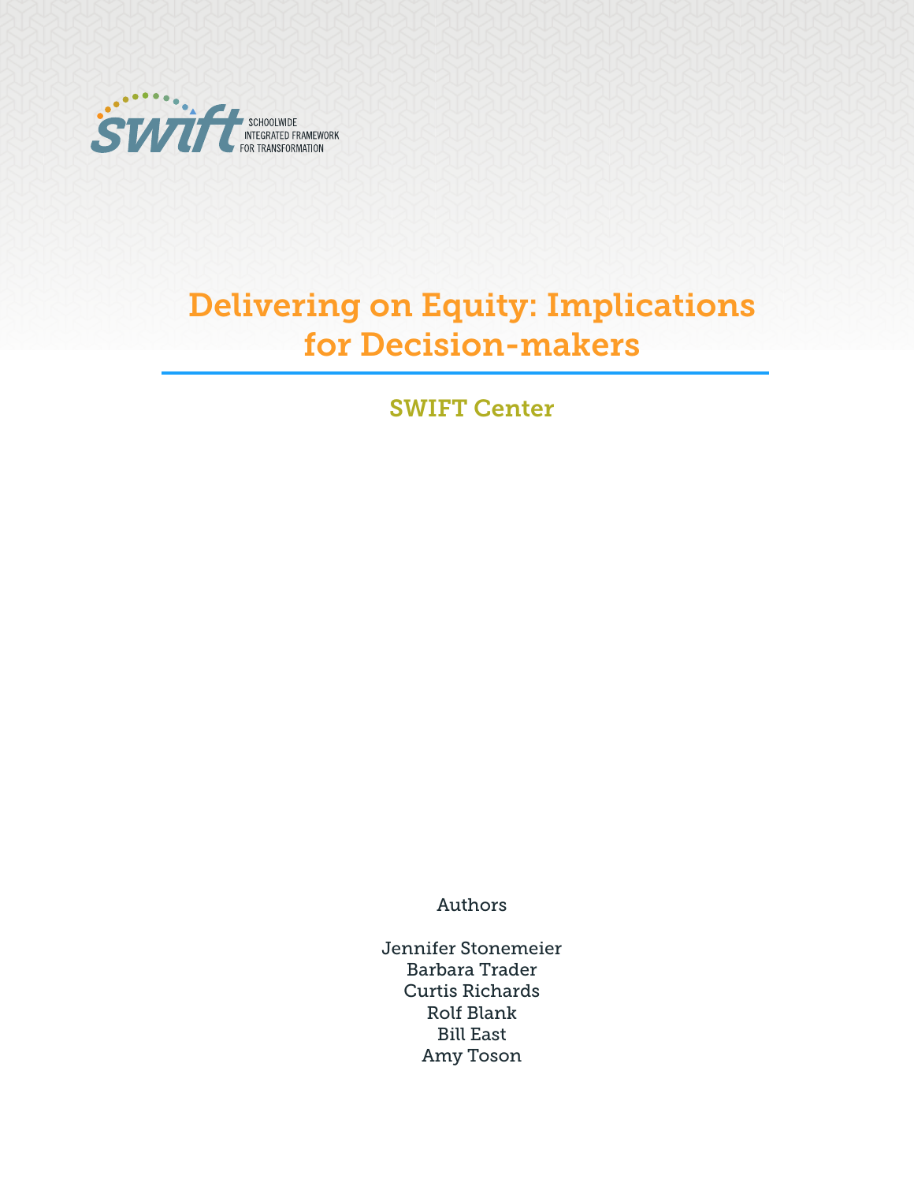SWIFT
SCHOOLWIDE INTEGRATED FRAMEWORK FOR TRANSFORMATION

# Delivering on Equity: Implications for Decision-makers

## SWIFT Center

Authors

Jennifer Stonemeier
Barbara Trader
Curtis Richards
Rolf Blank
Bill East
Amy Toson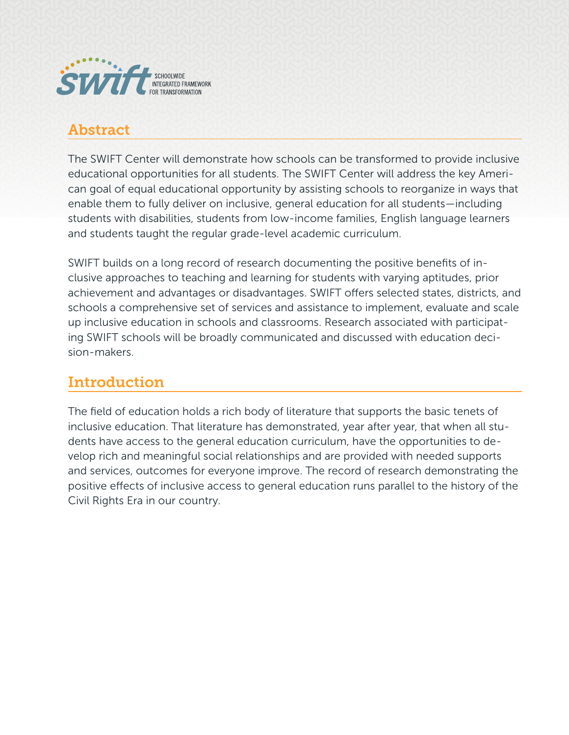## Abstract

The SWIFT Center will demonstrate how schools can be transformed to provide inclusive educational opportunities for all students. The SWIFT Center will address the key American goal of equal educational opportunity by assisting schools to reorganize in ways that enable them to fully deliver on inclusive, general education for all students—including students with disabilities, students from low-income families, English language learners and students taught the regular grade-level academic curriculum.

SWIFT builds on a long record of research documenting the positive benefits of inclusive approaches to teaching and learning for students with varying aptitudes, prior achievement and advantages or disadvantages. SWIFT offers selected states, districts, and schools a comprehensive set of services and assistance to implement, evaluate and scale up inclusive education in schools and classrooms. Research associated with participating SWIFT schools will be broadly communicated and discussed with education decision-makers.

## Introduction

The field of education holds a rich body of literature that supports the basic tenets of inclusive education. That literature has demonstrated, year after year, that when all students have access to the general education curriculum, have the opportunities to develop rich and meaningful social relationships and are provided with needed supports and services, outcomes for everyone improve. The record of research demonstrating the positive effects of inclusive access to general education runs parallel to the history of the Civil Rights Era in our country.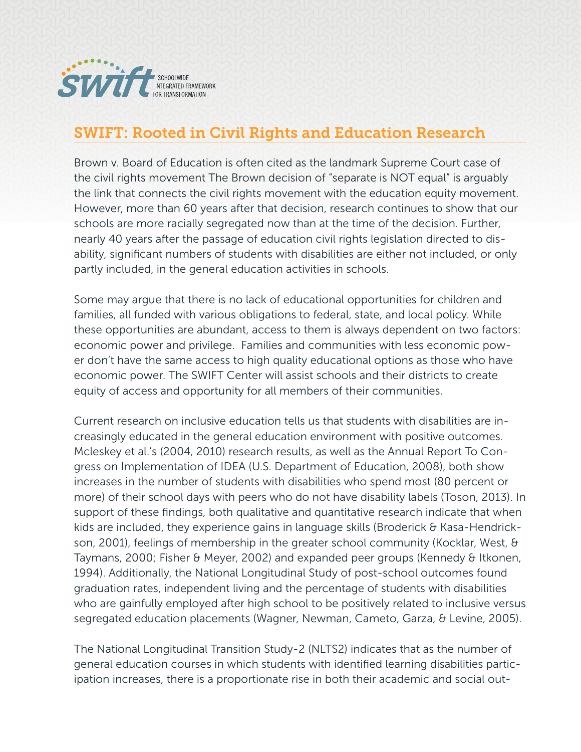SWIFT
SCHOOLWIDE INTEGRATED FRAMEWORK FOR TRANSFORMATION

## SWIFT: Rooted in Civil Rights and Education Research

Brown v. Board of Education is often cited as the landmark Supreme Court case of the civil rights movement The Brown decision of "separate is NOT equal" is arguably the link that connects the civil rights movement with the education equity movement. However, more than 60 years after that decision, research continues to show that our schools are more racially segregated now than at the time of the decision. Further, nearly 40 years after the passage of education civil rights legislation directed to disability, significant numbers of students with disabilities are either not included, or only partly included, in the general education activities in schools.

Some may argue that there is no lack of educational opportunities for children and families, all funded with various obligations to federal, state, and local policy. While these opportunities are abundant, access to them is always dependent on two factors: economic power and privilege. Families and communities with less economic power don't have the same access to high quality educational options as those who have economic power. The SWIFT Center will assist schools and their districts to create equity of access and opportunity for all members of their communities.

Current research on inclusive education tells us that students with disabilities are increasingly educated in the general education environment with positive outcomes. Mcleskey et al.'s (2004, 2010) research results, as well as the Annual Report To Congress on Implementation of IDEA (U.S. Department of Education, 2008), both show increases in the number of students with disabilities who spend most (80 percent or more) of their school days with peers who do not have disability labels (Toson, 2013). In support of these findings, both qualitative and quantitative research indicate that when kids are included, they experience gains in language skills (Broderick & Kasa-Hendrickson, 2001), feelings of membership in the greater school community (Kocklar, West, & Taymans, 2000; Fisher & Meyer, 2002) and expanded peer groups (Kennedy & Itkonen, 1994). Additionally, the National Longitudinal Study of post-school outcomes found graduation rates, independent living and the percentage of students with disabilities who are gainfully employed after high school to be positively related to inclusive versus segregated education placements (Wagner, Newman, Cameto, Garza, & Levine, 2005).

The National Longitudinal Transition Study-2 (NLTS2) indicates that as the number of general education courses in which students with identified learning disabilities participation increases, there is a proportionate rise in both their academic and social out-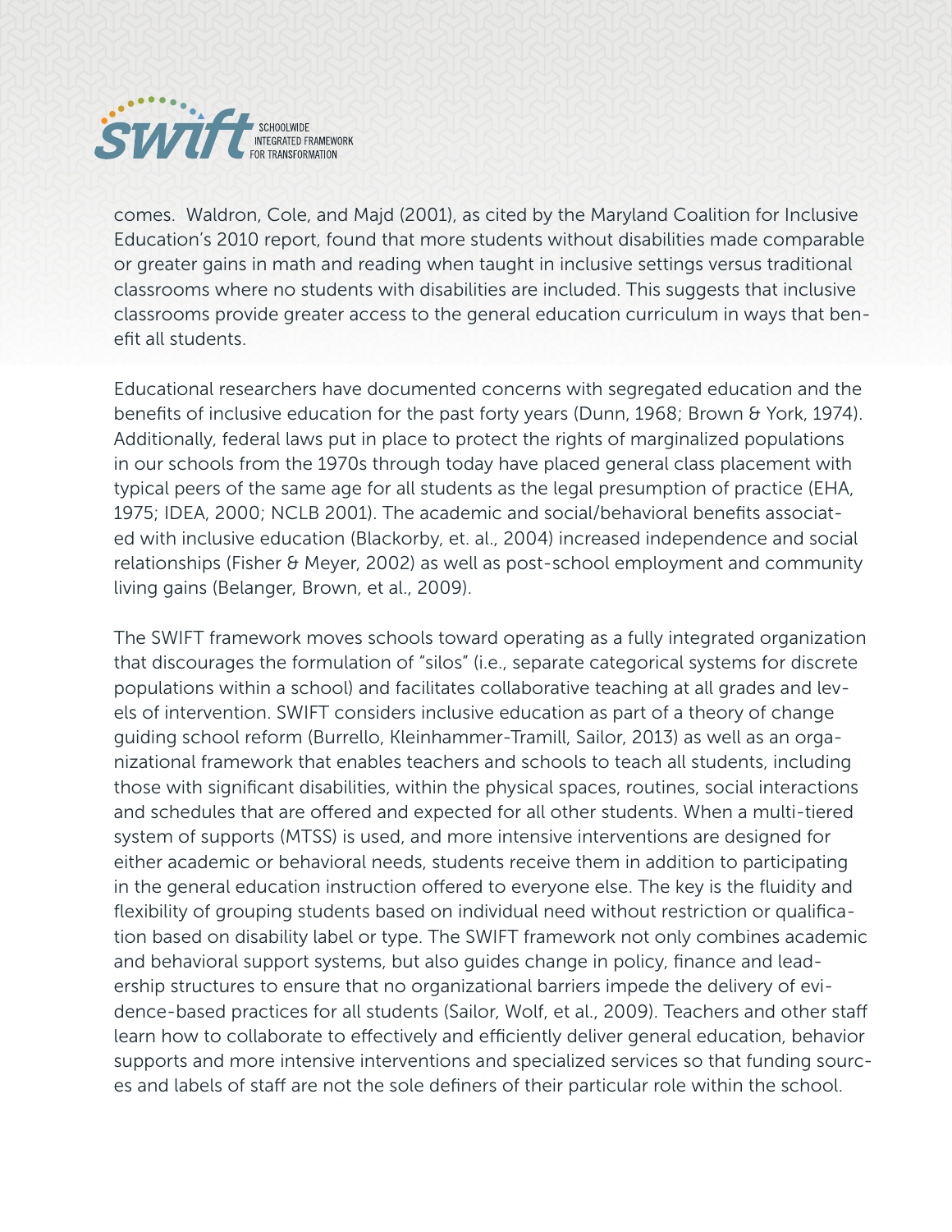comes. Waldron, Cole, and Majd (2001), as cited by the Maryland Coalition for Inclusive Education's 2010 report, found that more students without disabilities made comparable or greater gains in math and reading when taught in inclusive settings versus traditional classrooms where no students with disabilities are included. This suggests that inclusive classrooms provide greater access to the general education curriculum in ways that benefit all students.

Educational researchers have documented concerns with segregated education and the benefits of inclusive education for the past forty years (Dunn, 1968; Brown & York, 1974). Additionally, federal laws put in place to protect the rights of marginalized populations in our schools from the 1970s through today have placed general class placement with typical peers of the same age for all students as the legal presumption of practice (EHA, 1975; IDEA, 2000; NCLB 2001). The academic and social/behavioral benefits associated with inclusive education (Blackorby, et. al., 2004) increased independence and social relationships (Fisher & Meyer, 2002) as well as post-school employment and community living gains (Belanger, Brown, et al., 2009).

The SWIFT framework moves schools toward operating as a fully integrated organization that discourages the formulation of "silos" (i.e., separate categorical systems for discrete populations within a school) and facilitates collaborative teaching at all grades and levels of intervention. SWIFT considers inclusive education as part of a theory of change guiding school reform (Burrello, Kleinhammer-Tramill, Sailor, 2013) as well as an organizational framework that enables teachers and schools to teach all students, including those with significant disabilities, within the physical spaces, routines, social interactions and schedules that are offered and expected for all other students. When a multi-tiered system of supports (MTSS) is used, and more intensive interventions are designed for either academic or behavioral needs, students receive them in addition to participating in the general education instruction offered to everyone else. The key is the fluidity and flexibility of grouping students based on individual need without restriction or qualification based on disability label or type. The SWIFT framework not only combines academic and behavioral support systems, but also guides change in policy, finance and leadership structures to ensure that no organizational barriers impede the delivery of evidence-based practices for all students (Sailor, Wolf, et al., 2009). Teachers and other staff learn how to collaborate to effectively and efficiently deliver general education, behavior supports and more intensive interventions and specialized services so that funding sources and labels of staff are not the sole definers of their particular role within the school.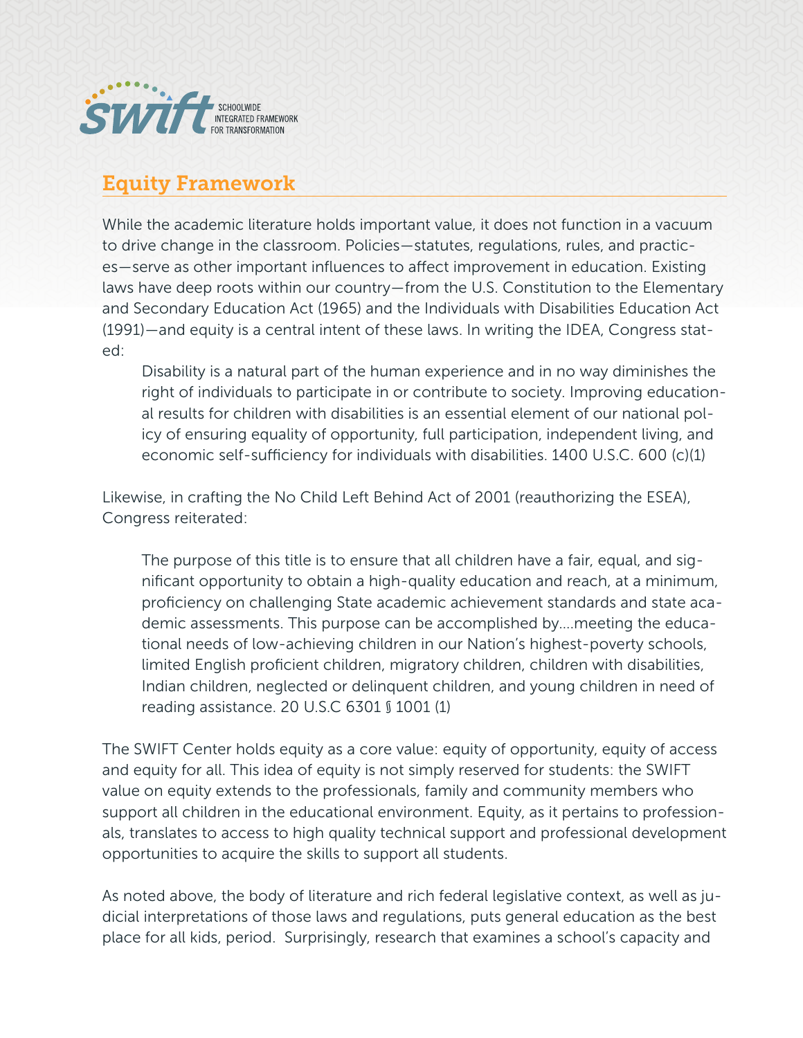## Equity Framework

While the academic literature holds important value, it does not function in a vacuum to drive change in the classroom. Policies—statutes, regulations, rules, and practices—serve as other important influences to affect improvement in education. Existing laws have deep roots within our country—from the U.S. Constitution to the Elementary and Secondary Education Act (1965) and the Individuals with Disabilities Education Act (1991)—and equity is a central intent of these laws. In writing the IDEA, Congress stated:

> Disability is a natural part of the human experience and in no way diminishes the right of individuals to participate in or contribute to society. Improving educational results for children with disabilities is an essential element of our national policy of ensuring equality of opportunity, full participation, independent living, and economic self-sufficiency for individuals with disabilities. 1400 U.S.C. 600 (c)(1)

Likewise, in crafting the No Child Left Behind Act of 2001 (reauthorizing the ESEA), Congress reiterated:

> The purpose of this title is to ensure that all children have a fair, equal, and significant opportunity to obtain a high-quality education and reach, at a minimum, proficiency on challenging State academic achievement standards and state academic assessments. This purpose can be accomplished by....meeting the educational needs of low-achieving children in our Nation's highest-poverty schools, limited English proficient children, migratory children, children with disabilities, Indian children, neglected or delinquent children, and young children in need of reading assistance. 20 U.S.C 6301 § 1001 (1)

The SWIFT Center holds equity as a core value: equity of opportunity, equity of access and equity for all. This idea of equity is not simply reserved for students: the SWIFT value on equity extends to the professionals, family and community members who support all children in the educational environment. Equity, as it pertains to professionals, translates to access to high quality technical support and professional development opportunities to acquire the skills to support all students.

As noted above, the body of literature and rich federal legislative context, as well as judicial interpretations of those laws and regulations, puts general education as the best place for all kids, period. Surprisingly, research that examines a school's capacity and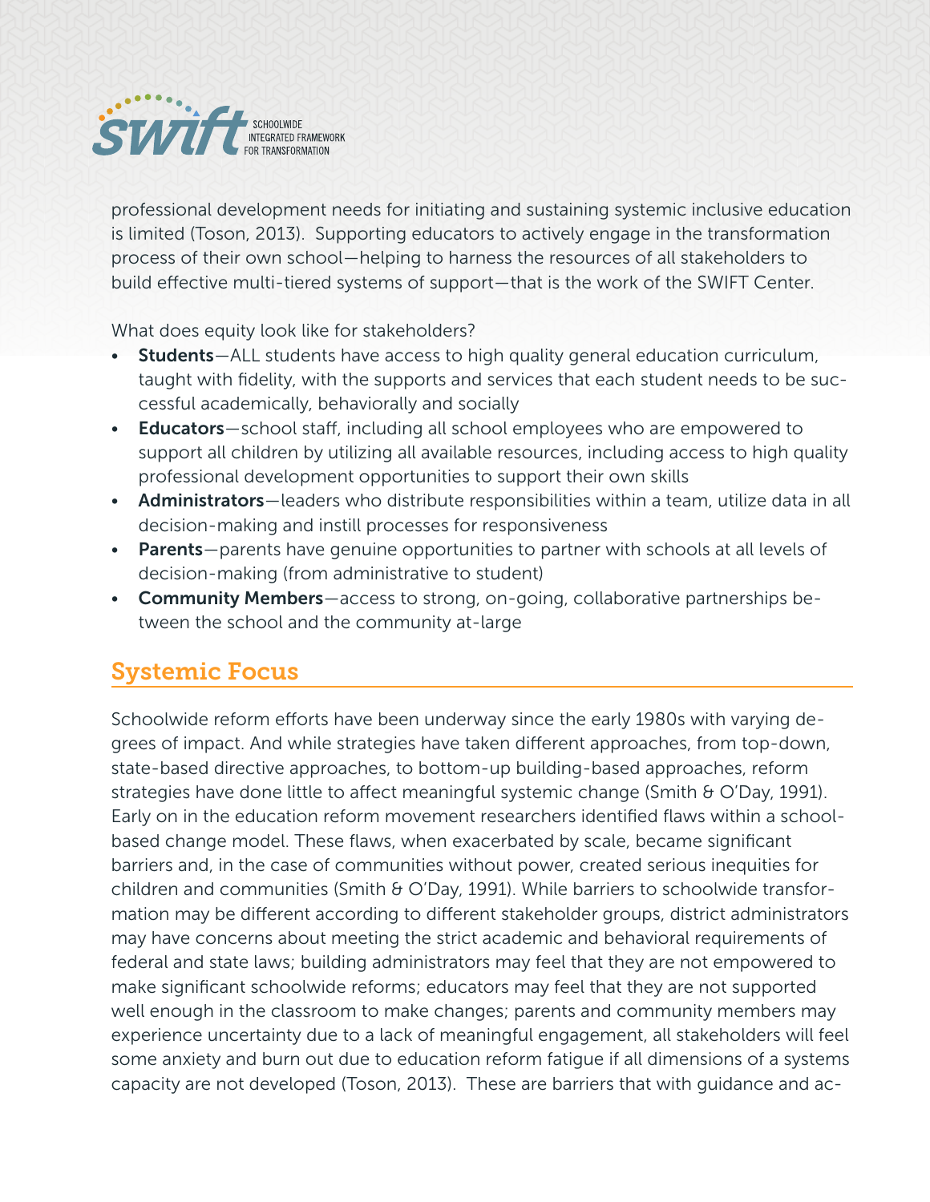professional development needs for initiating and sustaining systemic inclusive education is limited (Toson, 2013). Supporting educators to actively engage in the transformation process of their own school—helping to harness the resources of all stakeholders to build effective multi-tiered systems of support—that is the work of the SWIFT Center.

What does equity look like for stakeholders?

- **Students**—ALL students have access to high quality general education curriculum, taught with fidelity, with the supports and services that each student needs to be successful academically, behaviorally and socially
- **Educators**—school staff, including all school employees who are empowered to support all children by utilizing all available resources, including access to high quality professional development opportunities to support their own skills
- **Administrators**—leaders who distribute responsibilities within a team, utilize data in all decision-making and instill processes for responsiveness
- **Parents**—parents have genuine opportunities to partner with schools at all levels of decision-making (from administrative to student)
- **Community Members**—access to strong, on-going, collaborative partnerships between the school and the community at-large

## Systemic Focus

Schoolwide reform efforts have been underway since the early 1980s with varying degrees of impact. And while strategies have taken different approaches, from top-down, state-based directive approaches, to bottom-up building-based approaches, reform strategies have done little to affect meaningful systemic change (Smith & O'Day, 1991). Early on in the education reform movement researchers identified flaws within a school-based change model. These flaws, when exacerbated by scale, became significant barriers and, in the case of communities without power, created serious inequities for children and communities (Smith & O'Day, 1991). While barriers to schoolwide transformation may be different according to different stakeholder groups, district administrators may have concerns about meeting the strict academic and behavioral requirements of federal and state laws; building administrators may feel that they are not empowered to make significant schoolwide reforms; educators may feel that they are not supported well enough in the classroom to make changes; parents and community members may experience uncertainty due to a lack of meaningful engagement, all stakeholders will feel some anxiety and burn out due to education reform fatigue if all dimensions of a systems capacity are not developed (Toson, 2013). These are barriers that with guidance and ac-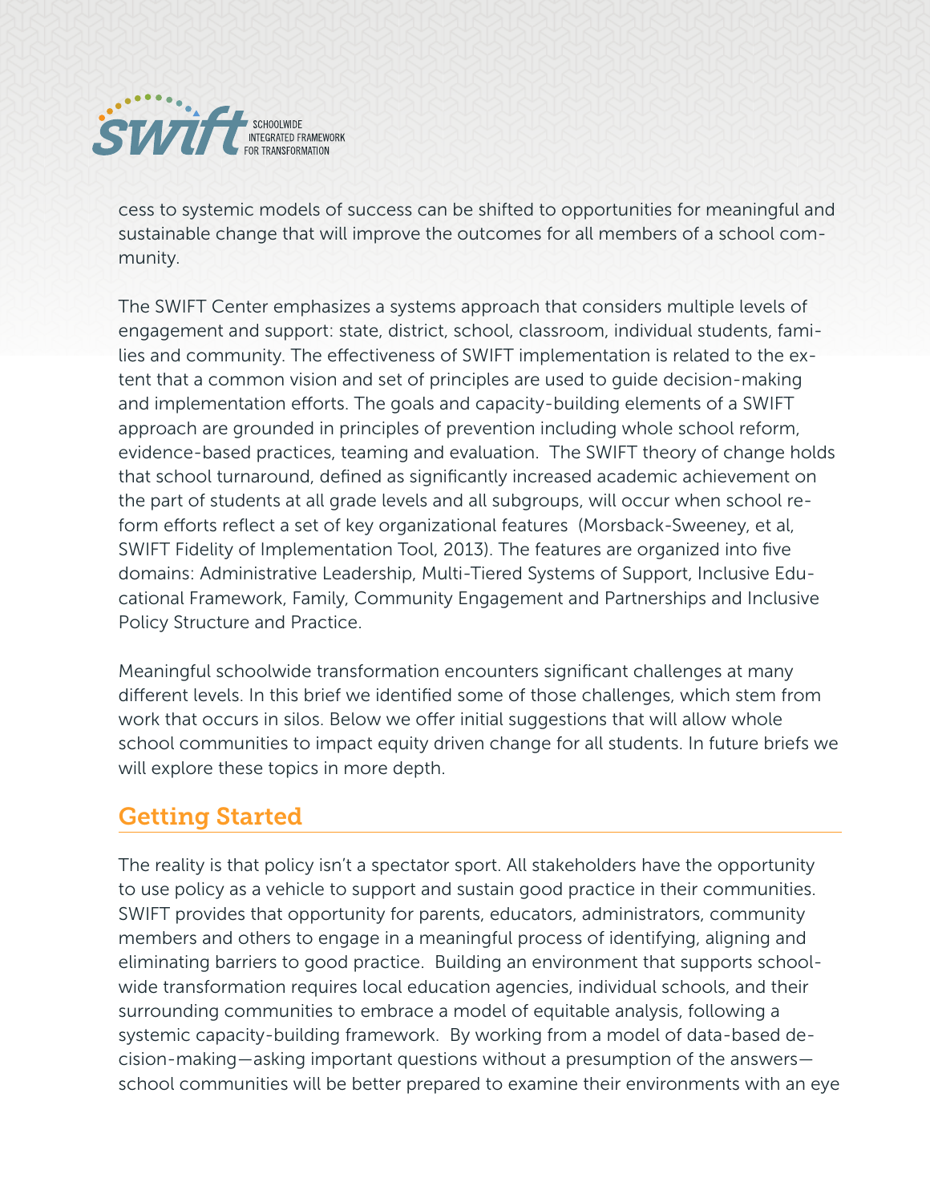cess to systemic models of success can be shifted to opportunities for meaningful and sustainable change that will improve the outcomes for all members of a school community.

The SWIFT Center emphasizes a systems approach that considers multiple levels of engagement and support: state, district, school, classroom, individual students, families and community. The effectiveness of SWIFT implementation is related to the extent that a common vision and set of principles are used to guide decision-making and implementation efforts. The goals and capacity-building elements of a SWIFT approach are grounded in principles of prevention including whole school reform, evidence-based practices, teaming and evaluation. The SWIFT theory of change holds that school turnaround, defined as significantly increased academic achievement on the part of students at all grade levels and all subgroups, will occur when school reform efforts reflect a set of key organizational features (Morsback-Sweeney, et al, SWIFT Fidelity of Implementation Tool, 2013). The features are organized into five domains: Administrative Leadership, Multi-Tiered Systems of Support, Inclusive Educational Framework, Family, Community Engagement and Partnerships and Inclusive Policy Structure and Practice.

Meaningful schoolwide transformation encounters significant challenges at many different levels. In this brief we identified some of those challenges, which stem from work that occurs in silos. Below we offer initial suggestions that will allow whole school communities to impact equity driven change for all students. In future briefs we will explore these topics in more depth.

## Getting Started

The reality is that policy isn't a spectator sport. All stakeholders have the opportunity to use policy as a vehicle to support and sustain good practice in their communities. SWIFT provides that opportunity for parents, educators, administrators, community members and others to engage in a meaningful process of identifying, aligning and eliminating barriers to good practice. Building an environment that supports schoolwide transformation requires local education agencies, individual schools, and their surrounding communities to embrace a model of equitable analysis, following a systemic capacity-building framework. By working from a model of data-based decision-making—asking important questions without a presumption of the answers—school communities will be better prepared to examine their environments with an eye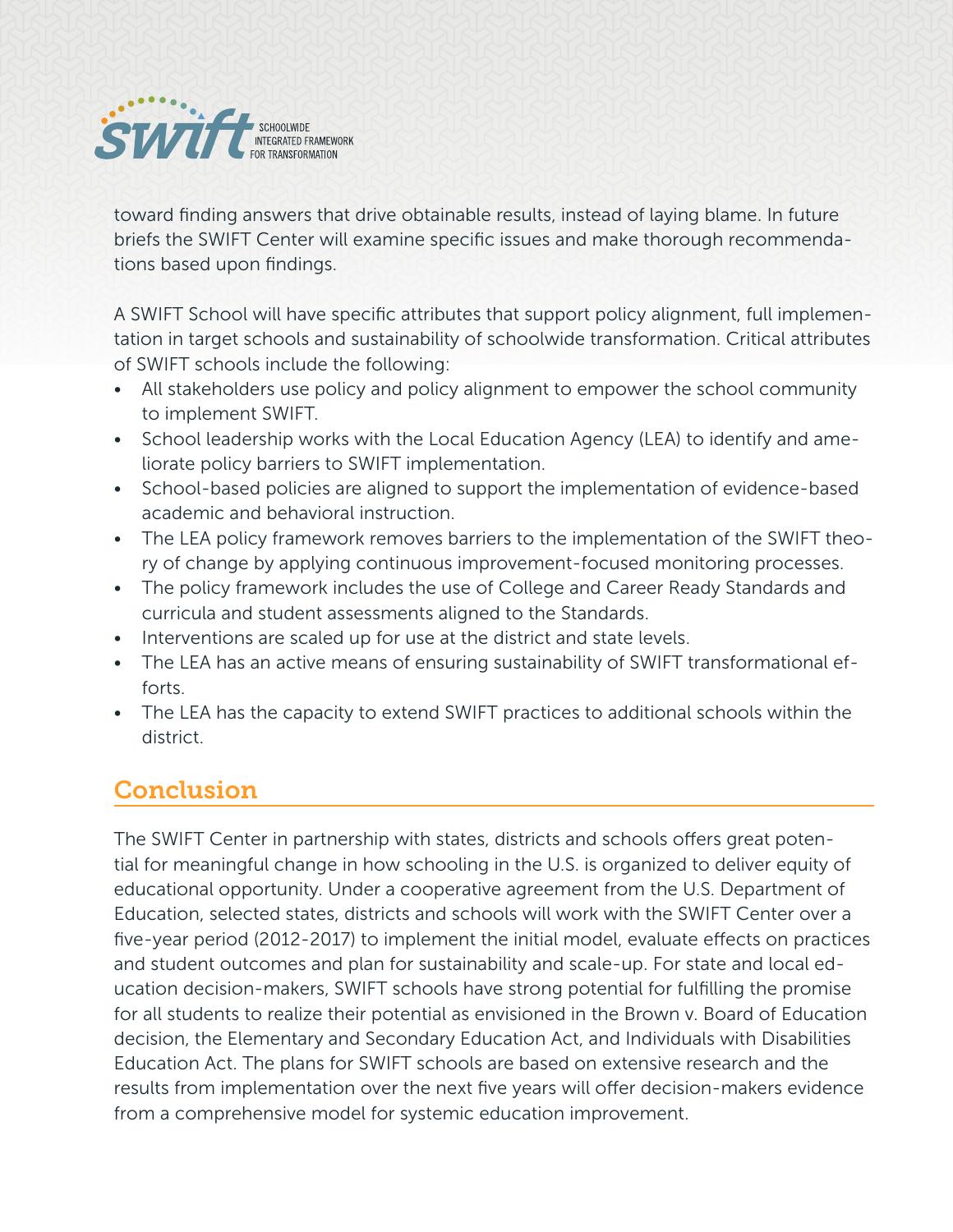toward finding answers that drive obtainable results, instead of laying blame. In future briefs the SWIFT Center will examine specific issues and make thorough recommendations based upon findings.

A SWIFT School will have specific attributes that support policy alignment, full implementation in target schools and sustainability of schoolwide transformation. Critical attributes of SWIFT schools include the following:

- All stakeholders use policy and policy alignment to empower the school community to implement SWIFT.
- School leadership works with the Local Education Agency (LEA) to identify and ameliorate policy barriers to SWIFT implementation.
- School-based policies are aligned to support the implementation of evidence-based academic and behavioral instruction.
- The LEA policy framework removes barriers to the implementation of the SWIFT theory of change by applying continuous improvement-focused monitoring processes.
- The policy framework includes the use of College and Career Ready Standards and curricula and student assessments aligned to the Standards.
- Interventions are scaled up for use at the district and state levels.
- The LEA has an active means of ensuring sustainability of SWIFT transformational efforts.
- The LEA has the capacity to extend SWIFT practices to additional schools within the district.

## Conclusion

The SWIFT Center in partnership with states, districts and schools offers great potential for meaningful change in how schooling in the U.S. is organized to deliver equity of educational opportunity. Under a cooperative agreement from the U.S. Department of Education, selected states, districts and schools will work with the SWIFT Center over a five-year period (2012-2017) to implement the initial model, evaluate effects on practices and student outcomes and plan for sustainability and scale-up. For state and local education decision-makers, SWIFT schools have strong potential for fulfilling the promise for all students to realize their potential as envisioned in the Brown v. Board of Education decision, the Elementary and Secondary Education Act, and Individuals with Disabilities Education Act. The plans for SWIFT schools are based on extensive research and the results from implementation over the next five years will offer decision-makers evidence from a comprehensive model for systemic education improvement.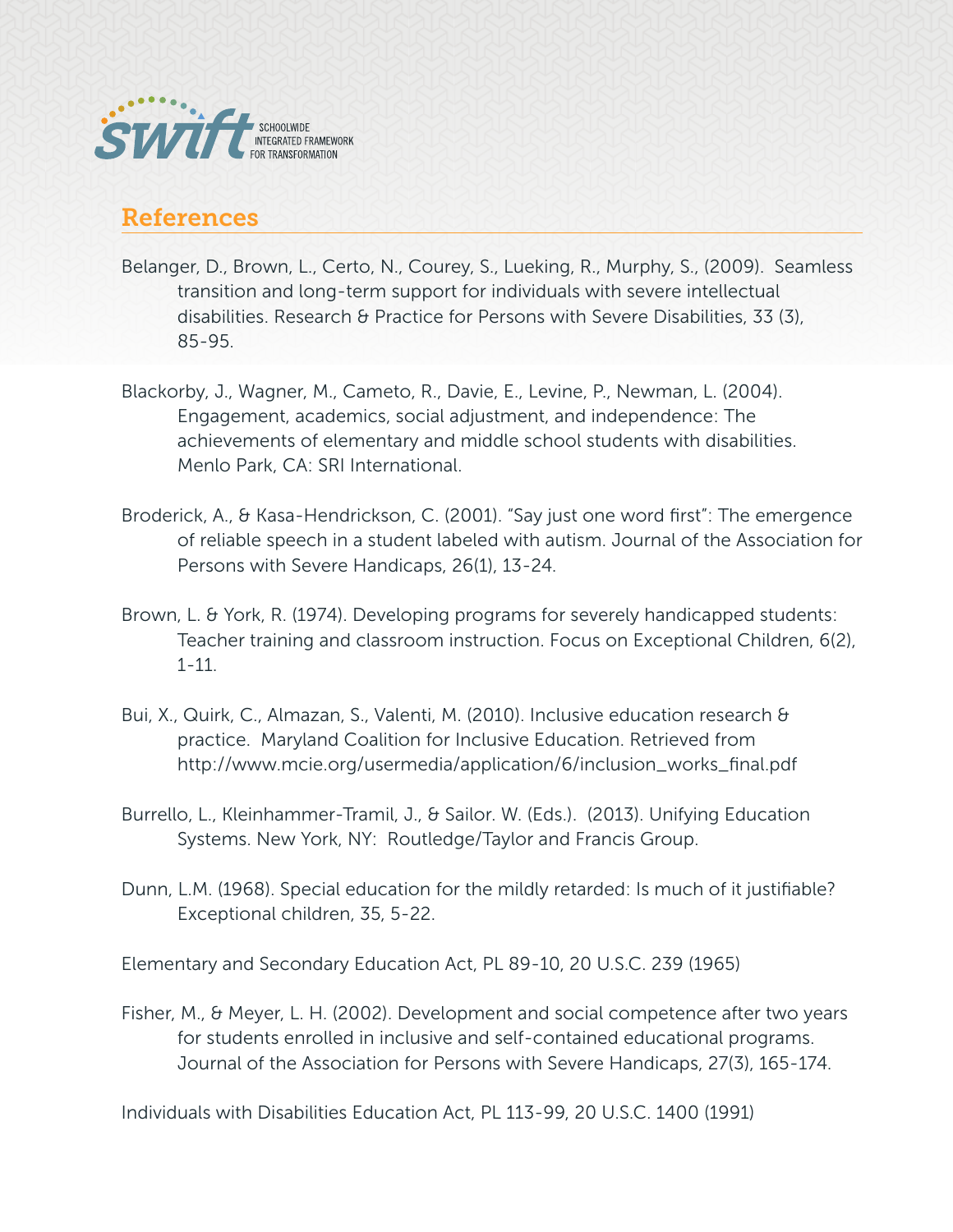## References

Belanger, D., Brown, L., Certo, N., Courey, S., Lueking, R., Murphy, S., (2009). Seamless transition and long-term support for individuals with severe intellectual disabilities. Research & Practice for Persons with Severe Disabilities, 33 (3), 85-95.

Blackorby, J., Wagner, M., Cameto, R., Davie, E., Levine, P., Newman, L. (2004). Engagement, academics, social adjustment, and independence: The achievements of elementary and middle school students with disabilities. Menlo Park, CA: SRI International.

Broderick, A., & Kasa-Hendrickson, C. (2001). "Say just one word first": The emergence of reliable speech in a student labeled with autism. Journal of the Association for Persons with Severe Handicaps, 26(1), 13-24.

Brown, L. & York, R. (1974). Developing programs for severely handicapped students: Teacher training and classroom instruction. Focus on Exceptional Children, 6(2), 1-11.

Bui, X., Quirk, C., Almazan, S., Valenti, M. (2010). Inclusive education research & practice. Maryland Coalition for Inclusive Education. Retrieved from http://www.mcie.org/usermedia/application/6/inclusion_works_final.pdf

Burrello, L., Kleinhammer-Tramil, J., & Sailor. W. (Eds.). (2013). Unifying Education Systems. New York, NY: Routledge/Taylor and Francis Group.

Dunn, L.M. (1968). Special education for the mildly retarded: Is much of it justifiable? Exceptional children, 35, 5-22.

Elementary and Secondary Education Act, PL 89-10, 20 U.S.C. 239 (1965)

Fisher, M., & Meyer, L. H. (2002). Development and social competence after two years for students enrolled in inclusive and self-contained educational programs. Journal of the Association for Persons with Severe Handicaps, 27(3), 165-174.

Individuals with Disabilities Education Act, PL 113-99, 20 U.S.C. 1400 (1991)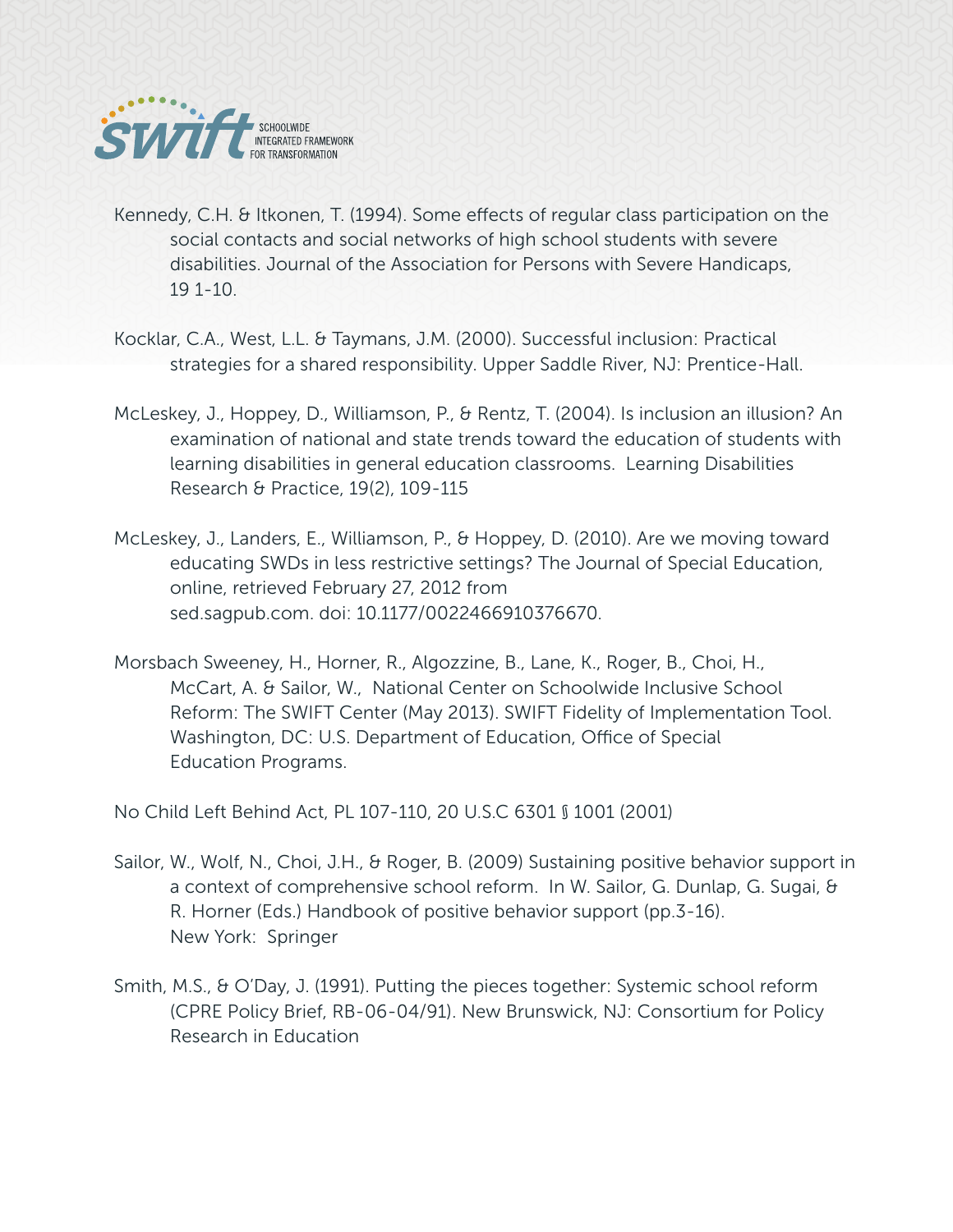Kennedy, C.H. & Itkonen, T. (1994). Some effects of regular class participation on the social contacts and social networks of high school students with severe disabilities. Journal of the Association for Persons with Severe Handicaps, 19 1-10.

Kocklar, C.A., West, L.L. & Taymans, J.M. (2000). Successful inclusion: Practical strategies for a shared responsibility. Upper Saddle River, NJ: Prentice-Hall.

McLeskey, J., Hoppey, D., Williamson, P., & Rentz, T. (2004). Is inclusion an illusion? An examination of national and state trends toward the education of students with learning disabilities in general education classrooms. Learning Disabilities Research & Practice, 19(2), 109-115

McLeskey, J., Landers, E., Williamson, P., & Hoppey, D. (2010). Are we moving toward educating SWDs in less restrictive settings? The Journal of Special Education, online, retrieved February 27, 2012 from sed.sagpub.com. doi: 10.1177/0022466910376670.

Morsbach Sweeney, H., Horner, R., Algozzine, B., Lane, K., Roger, B., Choi, H., McCart, A. & Sailor, W., National Center on Schoolwide Inclusive School Reform: The SWIFT Center (May 2013). SWIFT Fidelity of Implementation Tool. Washington, DC: U.S. Department of Education, Office of Special Education Programs.

No Child Left Behind Act, PL 107-110, 20 U.S.C 6301 § 1001 (2001)

Sailor, W., Wolf, N., Choi, J.H., & Roger, B. (2009) Sustaining positive behavior support in a context of comprehensive school reform. In W. Sailor, G. Dunlap, G. Sugai, & R. Horner (Eds.) Handbook of positive behavior support (pp.3-16). New York: Springer

Smith, M.S., & O'Day, J. (1991). Putting the pieces together: Systemic school reform (CPRE Policy Brief, RB-06-04/91). New Brunswick, NJ: Consortium for Policy Research in Education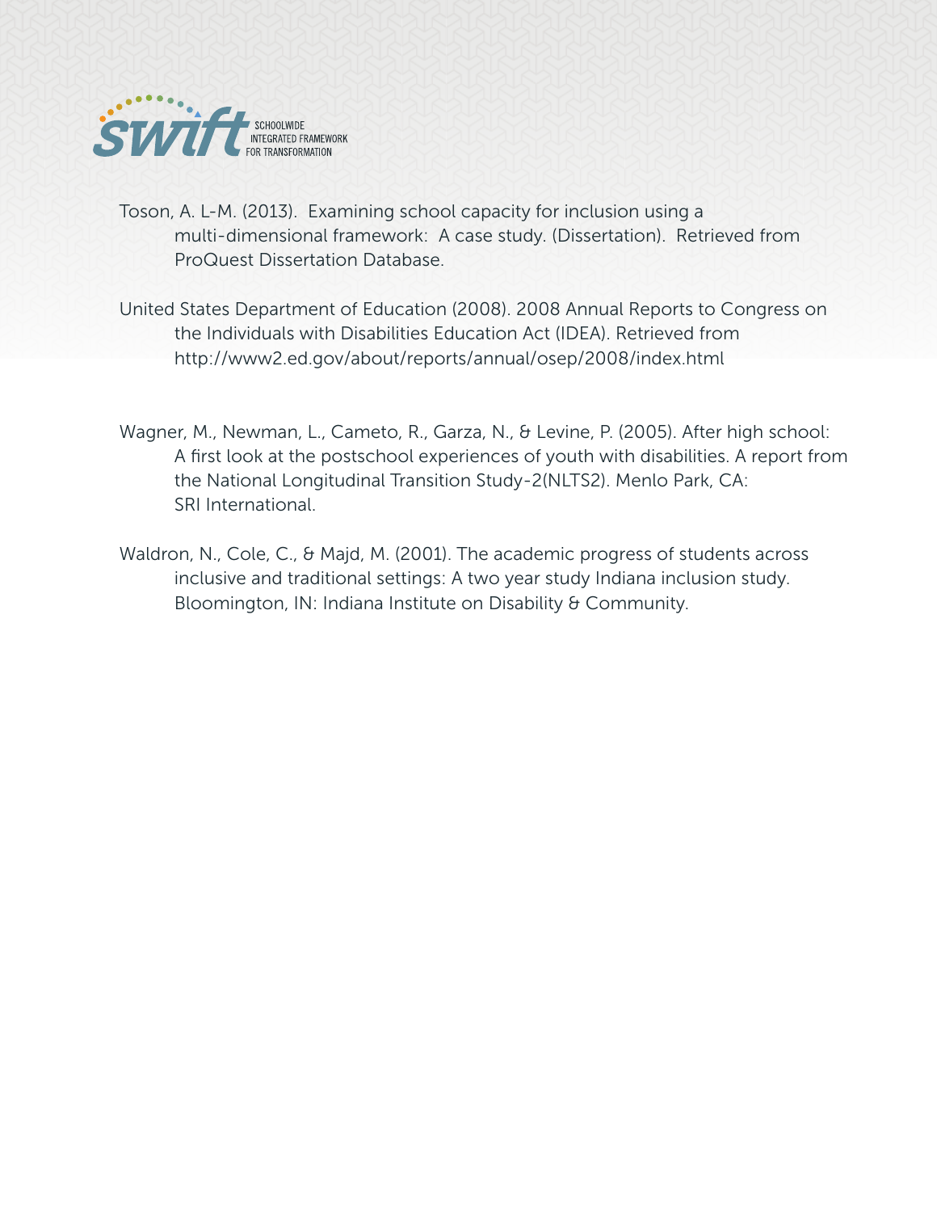Toson, A. L-M. (2013). Examining school capacity for inclusion using a multi-dimensional framework: A case study. (Dissertation). Retrieved from ProQuest Dissertation Database.

United States Department of Education (2008). 2008 Annual Reports to Congress on the Individuals with Disabilities Education Act (IDEA). Retrieved from http://www2.ed.gov/about/reports/annual/osep/2008/index.html

Wagner, M., Newman, L., Cameto, R., Garza, N., & Levine, P. (2005). After high school: A first look at the postschool experiences of youth with disabilities. A report from the National Longitudinal Transition Study-2(NLTS2). Menlo Park, CA: SRI International.

Waldron, N., Cole, C., & Majd, M. (2001). The academic progress of students across inclusive and traditional settings: A two year study Indiana inclusion study. Bloomington, IN: Indiana Institute on Disability & Community.